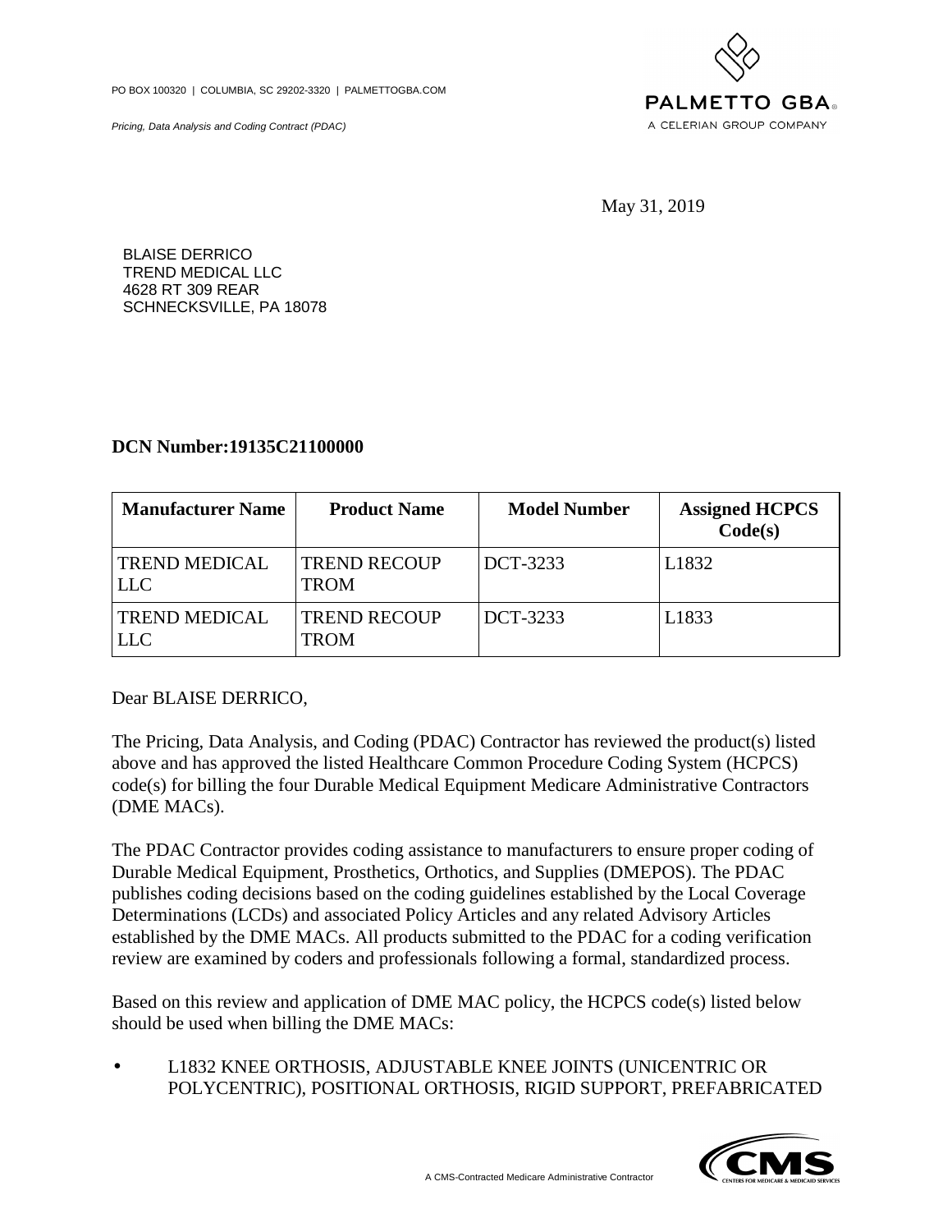PO BOX 100320 | COLUMBIA, SC 29202-3320 | PALMETTOGBA.COM

*Pricing, Data Analysis and Coding Contract (PDAC)*

PALMETTO GBA
A CELERIAN GROUP COMPANY

May 31, 2019

BLAISE DERRICO
TREND MEDICAL LLC
4628 RT 309 REAR
SCHNECKSVILLE, PA 18078

**DCN Number:19135C21100000**

| Manufacturer Name | Product Name | Model Number | Assigned HCPCS Code(s) |
|---|---|---|---|
| TREND MEDICAL LLC | TREND RECOUP TROM | DCT-3233 | L1832 |
| TREND MEDICAL LLC | TREND RECOUP TROM | DCT-3233 | L1833 |

Dear BLAISE DERRICO,

The Pricing, Data Analysis, and Coding (PDAC) Contractor has reviewed the product(s) listed above and has approved the listed Healthcare Common Procedure Coding System (HCPCS) code(s) for billing the four Durable Medical Equipment Medicare Administrative Contractors (DME MACs).

The PDAC Contractor provides coding assistance to manufacturers to ensure proper coding of Durable Medical Equipment, Prosthetics, Orthotics, and Supplies (DMEPOS). The PDAC publishes coding decisions based on the coding guidelines established by the Local Coverage Determinations (LCDs) and associated Policy Articles and any related Advisory Articles established by the DME MACs. All products submitted to the PDAC for a coding verification review are examined by coders and professionals following a formal, standardized process.

Based on this review and application of DME MAC policy, the HCPCS code(s) listed below should be used when billing the DME MACs:

- L1832 KNEE ORTHOSIS, ADJUSTABLE KNEE JOINTS (UNICENTRIC OR POLYCENTRIC), POSITIONAL ORTHOSIS, RIGID SUPPORT, PREFABRICATED

A CMS-Contracted Medicare Administrative Contractor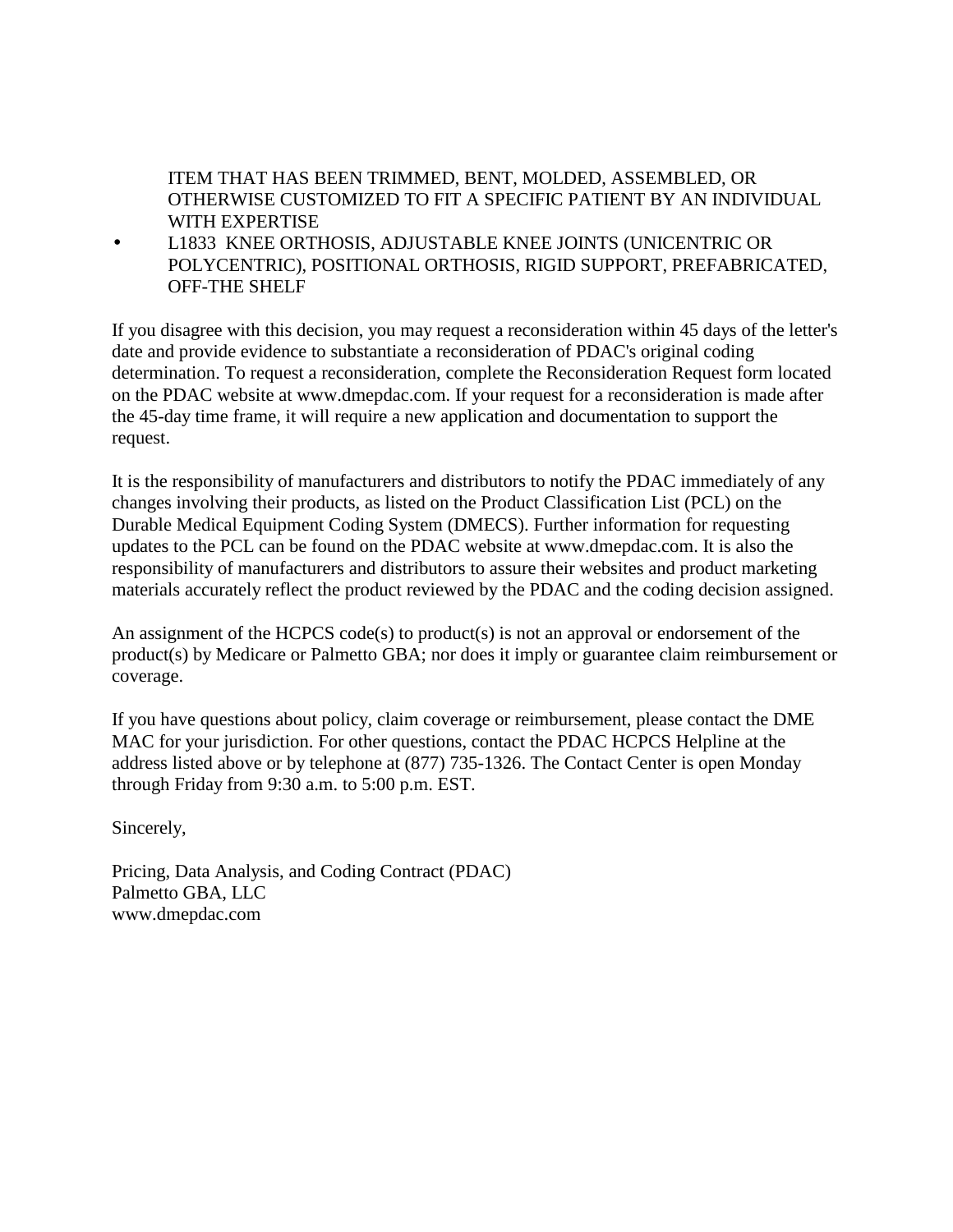ITEM THAT HAS BEEN TRIMMED, BENT, MOLDED, ASSEMBLED, OR OTHERWISE CUSTOMIZED TO FIT A SPECIFIC PATIENT BY AN INDIVIDUAL WITH EXPERTISE

- L1833 KNEE ORTHOSIS, ADJUSTABLE KNEE JOINTS (UNICENTRIC OR POLYCENTRIC), POSITIONAL ORTHOSIS, RIGID SUPPORT, PREFABRICATED, OFF-THE SHELF

If you disagree with this decision, you may request a reconsideration within 45 days of the letter's date and provide evidence to substantiate a reconsideration of PDAC's original coding determination. To request a reconsideration, complete the Reconsideration Request form located on the PDAC website at www.dmepdac.com. If your request for a reconsideration is made after the 45-day time frame, it will require a new application and documentation to support the request.

It is the responsibility of manufacturers and distributors to notify the PDAC immediately of any changes involving their products, as listed on the Product Classification List (PCL) on the Durable Medical Equipment Coding System (DMECS). Further information for requesting updates to the PCL can be found on the PDAC website at www.dmepdac.com. It is also the responsibility of manufacturers and distributors to assure their websites and product marketing materials accurately reflect the product reviewed by the PDAC and the coding decision assigned.

An assignment of the HCPCS code(s) to product(s) is not an approval or endorsement of the product(s) by Medicare or Palmetto GBA; nor does it imply or guarantee claim reimbursement or coverage.

If you have questions about policy, claim coverage or reimbursement, please contact the DME MAC for your jurisdiction. For other questions, contact the PDAC HCPCS Helpline at the address listed above or by telephone at (877) 735-1326. The Contact Center is open Monday through Friday from 9:30 a.m. to 5:00 p.m. EST.

Sincerely,

Pricing, Data Analysis, and Coding Contract (PDAC)
Palmetto GBA, LLC
www.dmepdac.com